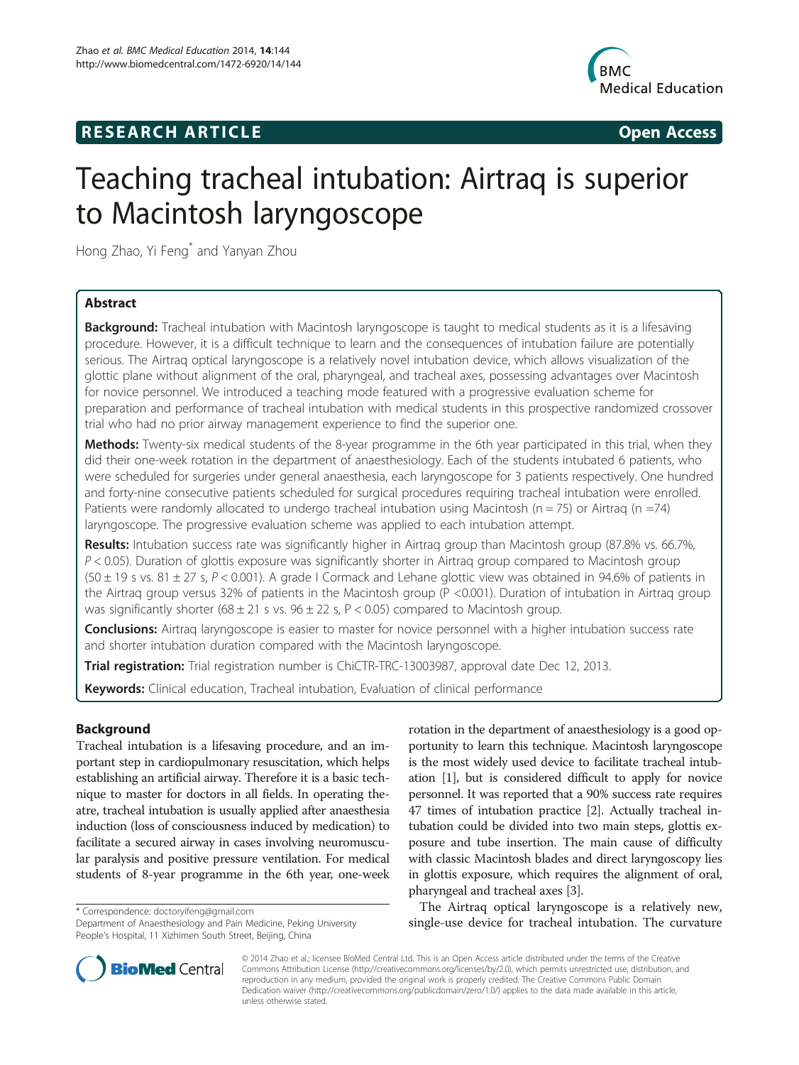**RESEARCH ARTICLE** **Open Access**

# Teaching tracheal intubation: Airtraq is superior to Macintosh laryngoscope

Hong Zhao, Yi Feng* and Yanyan Zhou

## Abstract

**Background:** Tracheal intubation with Macintosh laryngoscope is taught to medical students as it is a lifesaving procedure. However, it is a difficult technique to learn and the consequences of intubation failure are potentially serious. The Airtraq optical laryngoscope is a relatively novel intubation device, which allows visualization of the glottic plane without alignment of the oral, pharyngeal, and tracheal axes, possessing advantages over Macintosh for novice personnel. We introduced a teaching mode featured with a progressive evaluation scheme for preparation and performance of tracheal intubation with medical students in this prospective randomized crossover trial who had no prior airway management experience to find the superior one.

**Methods:** Twenty-six medical students of the 8-year programme in the 6th year participated in this trial, when they did their one-week rotation in the department of anaesthesiology. Each of the students intubated 6 patients, who were scheduled for surgeries under general anaesthesia, each laryngoscope for 3 patients respectively. One hundred and forty-nine consecutive patients scheduled for surgical procedures requiring tracheal intubation were enrolled. Patients were randomly allocated to undergo tracheal intubation using Macintosh (n = 75) or Airtraq (n =74) laryngoscope. The progressive evaluation scheme was applied to each intubation attempt.

**Results:** Intubation success rate was significantly higher in Airtraq group than Macintosh group (87.8% vs. 66.7%, $P < 0.05$). Duration of glottis exposure was significantly shorter in Airtraq group compared to Macintosh group ($50 \pm 19$ s vs. $81 \pm 27$ s, $P < 0.001$). A grade I Cormack and Lehane glottic view was obtained in 94.6% of patients in the Airtraq group versus 32% of patients in the Macintosh group ($P < 0.001$). Duration of intubation in Airtraq group was significantly shorter ($68 \pm 21$ s vs. $96 \pm 22$ s, $P < 0.05$) compared to Macintosh group.

**Conclusions:** Airtraq laryngoscope is easier to master for novice personnel with a higher intubation success rate and shorter intubation duration compared with the Macintosh laryngoscope.

**Trial registration:** Trial registration number is ChiCTR-TRC-13003987, approval date Dec 12, 2013.

**Keywords:** Clinical education, Tracheal intubation, Evaluation of clinical performance

## Background

Tracheal intubation is a lifesaving procedure, and an important step in cardiopulmonary resuscitation, which helps establishing an artificial airway. Therefore it is a basic technique to master for doctors in all fields. In operating theatre, tracheal intubation is usually applied after anaesthesia induction (loss of consciousness induced by medication) to facilitate a secured airway in cases involving neuromuscular paralysis and positive pressure ventilation. For medical students of 8-year programme in the 6th year, one-week rotation in the department of anaesthesiology is a good opportunity to learn this technique. Macintosh laryngoscope is the most widely used device to facilitate tracheal intubation [1], but is considered difficult to apply for novice personnel. It was reported that a 90% success rate requires 47 times of intubation practice [2]. Actually tracheal intubation could be divided into two main steps, glottis exposure and tube insertion. The main cause of difficulty with classic Macintosh blades and direct laryngoscopy lies in glottis exposure, which requires the alignment of oral, pharyngeal and tracheal axes [3].

The Airtraq optical laryngoscope is a relatively new, single-use device for tracheal intubation. The curvature

\* Correspondence: doctoryifeng@gmail.com
Department of Anaesthesiology and Pain Medicine, Peking University People's Hospital, 11 Xizhimen South Street, Beijing, China

© 2014 Zhao et al.; licensee BioMed Central Ltd. This is an Open Access article distributed under the terms of the Creative Commons Attribution License (http://creativecommons.org/licenses/by/2.0), which permits unrestricted use, distribution, and reproduction in any medium, provided the original work is properly credited. The Creative Commons Public Domain Dedication waiver (http://creativecommons.org/publicdomain/zero/1.0/) applies to the data made available in this article, unless otherwise stated.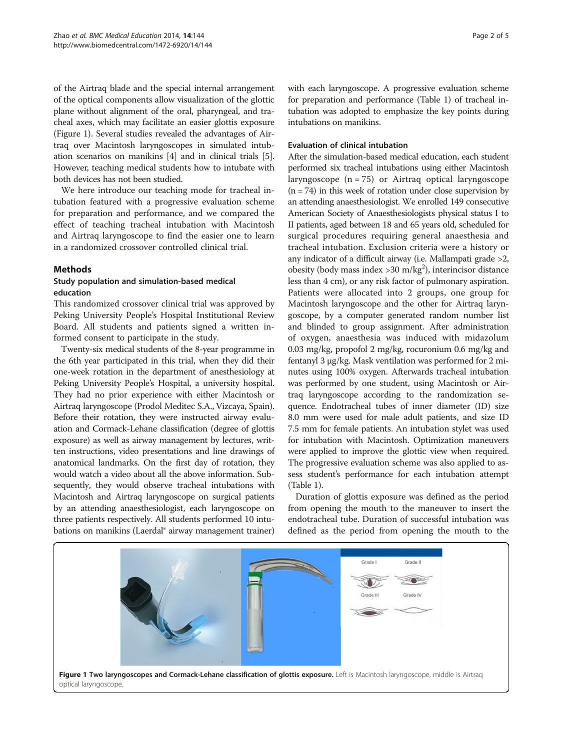of the Airtraq blade and the special internal arrangement of the optical components allow visualization of the glottic plane without alignment of the oral, pharyngeal, and tracheal axes, which may facilitate an easier glottis exposure (Figure 1). Several studies revealed the advantages of Airtraq over Macintosh laryngoscopes in simulated intubation scenarios on manikins [4] and in clinical trials [5]. However, teaching medical students how to intubate with both devices has not been studied.

We here introduce our teaching mode for tracheal intubation featured with a progressive evaluation scheme for preparation and performance, and we compared the effect of teaching tracheal intubation with Macintosh and Airtraq laryngoscope to find the easier one to learn in a randomized crossover controlled clinical trial.

## Methods

### Study population and simulation-based medical education

This randomized crossover clinical trial was approved by Peking University People's Hospital Institutional Review Board. All students and patients signed a written informed consent to participate in the study.

Twenty-six medical students of the 8-year programme in the 6th year participated in this trial, when they did their one-week rotation in the department of anesthesiology at Peking University People's Hospital, a university hospital. They had no prior experience with either Macintosh or Airtraq laryngoscope (Prodol Meditec S.A., Vizcaya, Spain). Before their rotation, they were instructed airway evaluation and Cormack-Lehane classification (degree of glottis exposure) as well as airway management by lectures, written instructions, video presentations and line drawings of anatomical landmarks. On the first day of rotation, they would watch a video about all the above information. Subsequently, they would observe tracheal intubations with Macintosh and Airtraq laryngoscope on surgical patients by an attending anaesthesiologist, each laryngoscope on three patients respectively. All students performed 10 intubations on manikins (Laerdal® airway management trainer) with each laryngoscope. A progressive evaluation scheme for preparation and performance (Table 1) of tracheal intubation was adopted to emphasize the key points during intubations on manikins.

### Evaluation of clinical intubation

After the simulation-based medical education, each student performed six tracheal intubations using either Macintosh laryngoscope (n = 75) or Airtraq optical laryngoscope (n = 74) in this week of rotation under close supervision by an attending anaesthesiologist. We enrolled 149 consecutive American Society of Anaesthesiologists physical status I to II patients, aged between 18 and 65 years old, scheduled for surgical procedures requiring general anaesthesia and tracheal intubation. Exclusion criteria were a history or any indicator of a difficult airway (i.e. Mallampati grade >2, obesity (body mass index >30 m/kg$^2$), interincisor distance less than 4 cm), or any risk factor of pulmonary aspiration. Patients were allocated into 2 groups, one group for Macintosh laryngoscope and the other for Airtraq laryngoscope, by a computer generated random number list and blinded to group assignment. After administration of oxygen, anaesthesia was induced with midazolum 0.03 mg/kg, propofol 2 mg/kg, rocuronium 0.6 mg/kg and fentanyl 3 μg/kg. Mask ventilation was performed for 2 minutes using 100% oxygen. Afterwards tracheal intubation was performed by one student, using Macintosh or Airtraq laryngoscope according to the randomization sequence. Endotracheal tubes of inner diameter (ID) size 8.0 mm were used for male adult patients, and size ID 7.5 mm for female patients. An intubation stylet was used for intubation with Macintosh. Optimization maneuvers were applied to improve the glottic view when required. The progressive evaluation scheme was also applied to assess student's performance for each intubation attempt (Table 1).

Duration of glottis exposure was defined as the period from opening the mouth to the maneuver to insert the endotracheal tube. Duration of successful intubation was defined as the period from opening the mouth to the

**Figure 1 Two laryngoscopes and Cormack-Lehane classification of glottis exposure.** Left is Macintosh laryngoscope, middle is Airtraq optical laryngoscope.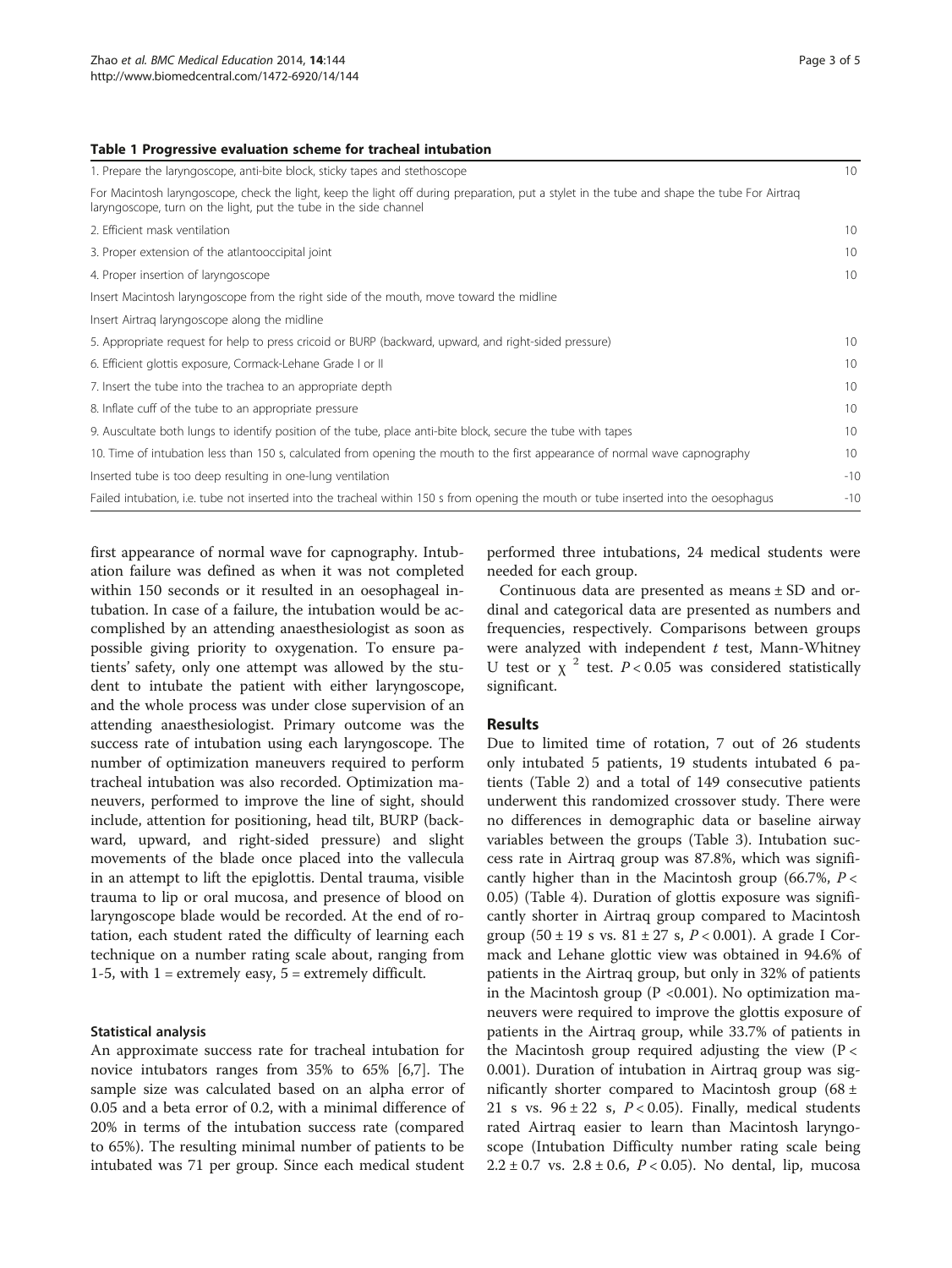**Table 1 Progressive evaluation scheme for tracheal intubation**

| | |
|---|---|
| 1. Prepare the laryngoscope, anti-bite block, sticky tapes and stethoscope | 10 |
| For Macintosh laryngoscope, check the light, keep the light off during preparation, put a stylet in the tube and shape the tube For Airtraq laryngoscope, turn on the light, put the tube in the side channel | |
| 2. Efficient mask ventilation | 10 |
| 3. Proper extension of the atlantooccipital joint | 10 |
| 4. Proper insertion of laryngoscope | 10 |
| Insert Macintosh laryngoscope from the right side of the mouth, move toward the midline | |
| Insert Airtraq laryngoscope along the midline | |
| 5. Appropriate request for help to press cricoid or BURP (backward, upward, and right-sided pressure) | 10 |
| 6. Efficient glottis exposure, Cormack-Lehane Grade I or II | 10 |
| 7. Insert the tube into the trachea to an appropriate depth | 10 |
| 8. Inflate cuff of the tube to an appropriate pressure | 10 |
| 9. Auscultate both lungs to identify position of the tube, place anti-bite block, secure the tube with tapes | 10 |
| 10. Time of intubation less than 150 s, calculated from opening the mouth to the first appearance of normal wave capnography | 10 |
| Inserted tube is too deep resulting in one-lung ventilation | -10 |
| Failed intubation, i.e. tube not inserted into the tracheal within 150 s from opening the mouth or tube inserted into the oesophagus | -10 |

first appearance of normal wave for capnography. Intubation failure was defined as when it was not completed within 150 seconds or it resulted in an oesophageal intubation. In case of a failure, the intubation would be accomplished by an attending anaesthesiologist as soon as possible giving priority to oxygenation. To ensure patients' safety, only one attempt was allowed by the student to intubate the patient with either laryngoscope, and the whole process was under close supervision of an attending anaesthesiologist. Primary outcome was the success rate of intubation using each laryngoscope. The number of optimization maneuvers required to perform tracheal intubation was also recorded. Optimization maneuvers, performed to improve the line of sight, should include, attention for positioning, head tilt, BURP (backward, upward, and right-sided pressure) and slight movements of the blade once placed into the vallecula in an attempt to lift the epiglottis. Dental trauma, visible trauma to lip or oral mucosa, and presence of blood on laryngoscope blade would be recorded. At the end of rotation, each student rated the difficulty of learning each technique on a number rating scale about, ranging from 1-5, with 1 = extremely easy, 5 = extremely difficult.

### Statistical analysis

An approximate success rate for tracheal intubation for novice intubators ranges from 35% to 65% [6,7]. The sample size was calculated based on an alpha error of 0.05 and a beta error of 0.2, with a minimal difference of 20% in terms of the intubation success rate (compared to 65%). The resulting minimal number of patients to be intubated was 71 per group. Since each medical student performed three intubations, 24 medical students were needed for each group.

Continuous data are presented as means ± SD and ordinal and categorical data are presented as numbers and frequencies, respectively. Comparisons between groups were analyzed with independent $t$ test, Mann-Whitney U test or $\chi^2$ test. $P < 0.05$ was considered statistically significant.

## Results

Due to limited time of rotation, 7 out of 26 students only intubated 5 patients, 19 students intubated 6 patients (Table 2) and a total of 149 consecutive patients underwent this randomized crossover study. There were no differences in demographic data or baseline airway variables between the groups (Table 3). Intubation success rate in Airtraq group was 87.8%, which was significantly higher than in the Macintosh group (66.7%, $P < 0.05$) (Table 4). Duration of glottis exposure was significantly shorter in Airtraq group compared to Macintosh group (50 ± 19 s vs. 81 ± 27 s, $P < 0.001$). A grade I Cormack and Lehane glottic view was obtained in 94.6% of patients in the Airtraq group, but only in 32% of patients in the Macintosh group ($P < 0.001$). No optimization maneuvers were required to improve the glottis exposure of patients in the Airtraq group, while 33.7% of patients in the Macintosh group required adjusting the view ($P < 0.001$). Duration of intubation in Airtraq group was significantly shorter compared to Macintosh group (68 ± 21 s vs. 96 ± 22 s, $P < 0.05$). Finally, medical students rated Airtraq easier to learn than Macintosh laryngoscope (Intubation Difficulty number rating scale being 2.2 ± 0.7 vs. 2.8 ± 0.6, $P < 0.05$). No dental, lip, mucosa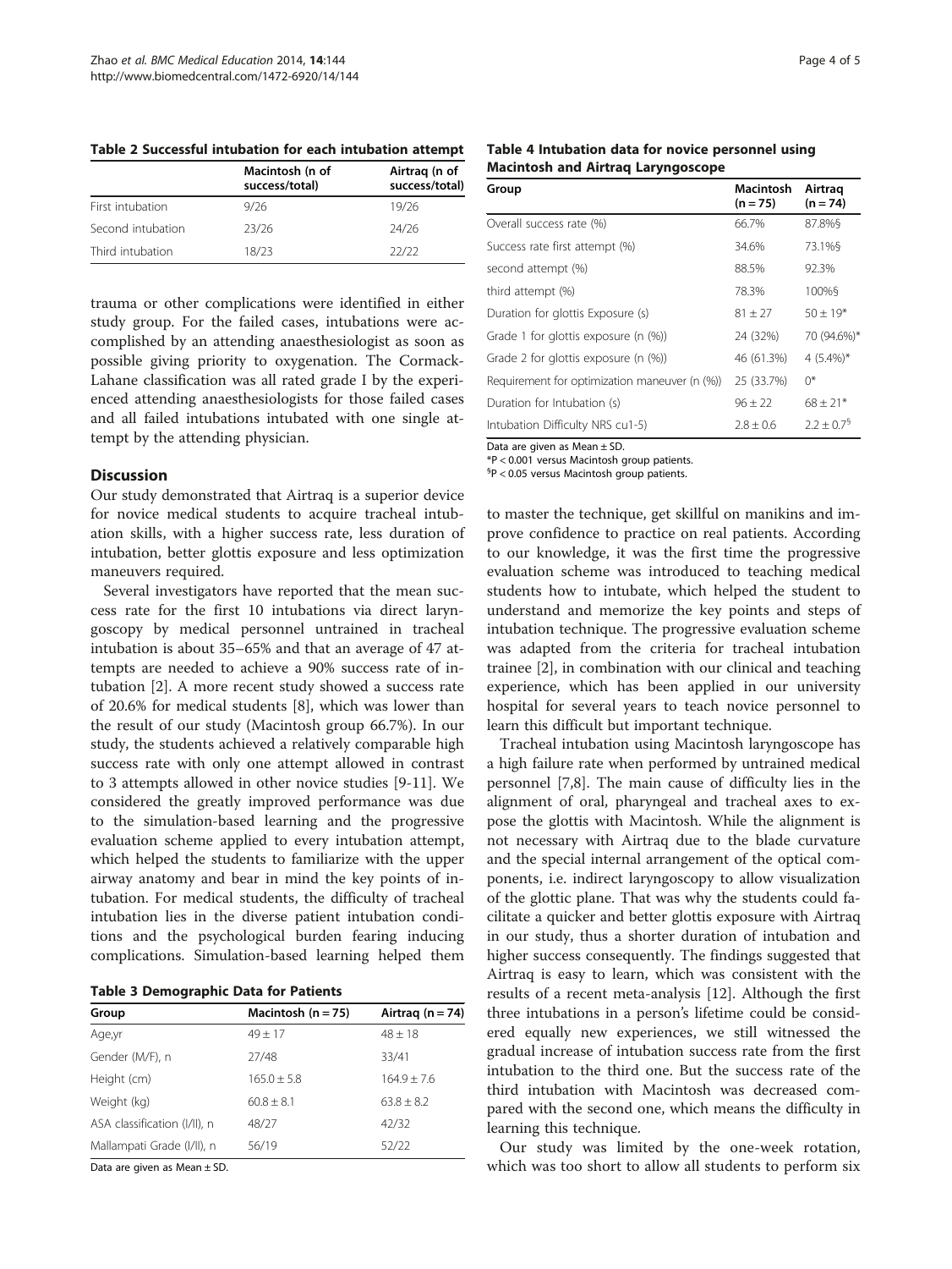**Table 2 Successful intubation for each intubation attempt**

| | Macintosh (n of success/total) | Airtraq (n of success/total) |
|---|---|---|
| First intubation | 9/26 | 19/26 |
| Second intubation | 23/26 | 24/26 |
| Third intubation | 18/23 | 22/22 |

trauma or other complications were identified in either study group. For the failed cases, intubations were accomplished by an attending anaesthesiologist as soon as possible giving priority to oxygenation. The Cormack-Lahane classification was all rated grade I by the experienced attending anaesthesiologists for those failed cases and all failed intubations intubated with one single attempt by the attending physician.

## Discussion

Our study demonstrated that Airtraq is a superior device for novice medical students to acquire tracheal intubation skills, with a higher success rate, less duration of intubation, better glottis exposure and less optimization maneuvers required.

Several investigators have reported that the mean success rate for the first 10 intubations via direct laryngoscopy by medical personnel untrained in tracheal intubation is about 35–65% and that an average of 47 attempts are needed to achieve a 90% success rate of intubation [2]. A more recent study showed a success rate of 20.6% for medical students [8], which was lower than the result of our study (Macintosh group 66.7%). In our study, the students achieved a relatively comparable high success rate with only one attempt allowed in contrast to 3 attempts allowed in other novice studies [9-11]. We considered the greatly improved performance was due to the simulation-based learning and the progressive evaluation scheme applied to every intubation attempt, which helped the students to familiarize with the upper airway anatomy and bear in mind the key points of intubation. For medical students, the difficulty of tracheal intubation lies in the diverse patient intubation conditions and the psychological burden fearing inducing complications. Simulation-based learning helped them to master the technique, get skillful on manikins and improve confidence to practice on real patients. According to our knowledge, it was the first time the progressive evaluation scheme was introduced to teaching medical students how to intubate, which helped the student to understand and memorize the key points and steps of intubation technique. The progressive evaluation scheme was adapted from the criteria for tracheal intubation trainee [2], in combination with our clinical and teaching experience, which has been applied in our university hospital for several years to teach novice personnel to learn this difficult but important technique.

**Table 3 Demographic Data for Patients**

| Group | Macintosh (n = 75) | Airtraq (n = 74) |
|---|---|---|
| Age,yr | 49 ± 17 | 48 ± 18 |
| Gender (M/F), n | 27/48 | 33/41 |
| Height (cm) | 165.0 ± 5.8 | 164.9 ± 7.6 |
| Weight (kg) | 60.8 ± 8.1 | 63.8 ± 8.2 |
| ASA classification (I/II), n | 48/27 | 42/32 |
| Mallampati Grade (I/II), n | 56/19 | 52/22 |

Data are given as Mean ± SD.

**Table 4 Intubation data for novice personnel using Macintosh and Airtraq Laryngoscope**

| Group | Macintosh (n = 75) | Airtraq (n = 74) |
|---|---|---|
| Overall success rate (%) | 66.7% | 87.8%§ |
| Success rate first attempt (%) | 34.6% | 73.1%§ |
| second attempt (%) | 88.5% | 92.3% |
| third attempt (%) | 78.3% | 100%§ |
| Duration for glottis Exposure (s) | 81 ± 27 | 50 ± 19* |
| Grade 1 for glottis exposure (n (%)) | 24 (32%) | 70 (94.6%)* |
| Grade 2 for glottis exposure (n (%)) | 46 (61.3%) | 4 (5.4%)* |
| Requirement for optimization maneuver (n (%)) | 25 (33.7%) | 0* |
| Duration for Intubation (s) | 96 ± 22 | 68 ± 21* |
| Intubation Difficulty NRS cu1-5) | 2.8 ± 0.6 | 2.2 ± 0.7§ |

Data are given as Mean ± SD.
*P < 0.001 versus Macintosh group patients.
§P < 0.05 versus Macintosh group patients.

Tracheal intubation using Macintosh laryngoscope has a high failure rate when performed by untrained medical personnel [7,8]. The main cause of difficulty lies in the alignment of oral, pharyngeal and tracheal axes to expose the glottis with Macintosh. While the alignment is not necessary with Airtraq due to the blade curvature and the special internal arrangement of the optical components, i.e. indirect laryngoscopy to allow visualization of the glottic plane. That was why the students could facilitate a quicker and better glottis exposure with Airtraq in our study, thus a shorter duration of intubation and higher success consequently. The findings suggested that Airtraq is easy to learn, which was consistent with the results of a recent meta-analysis [12]. Although the first three intubations in a person's lifetime could be considered equally new experiences, we still witnessed the gradual increase of intubation success rate from the first intubation to the third one. But the success rate of the third intubation with Macintosh was decreased compared with the second one, which means the difficulty in learning this technique.

Our study was limited by the one-week rotation, which was too short to allow all students to perform six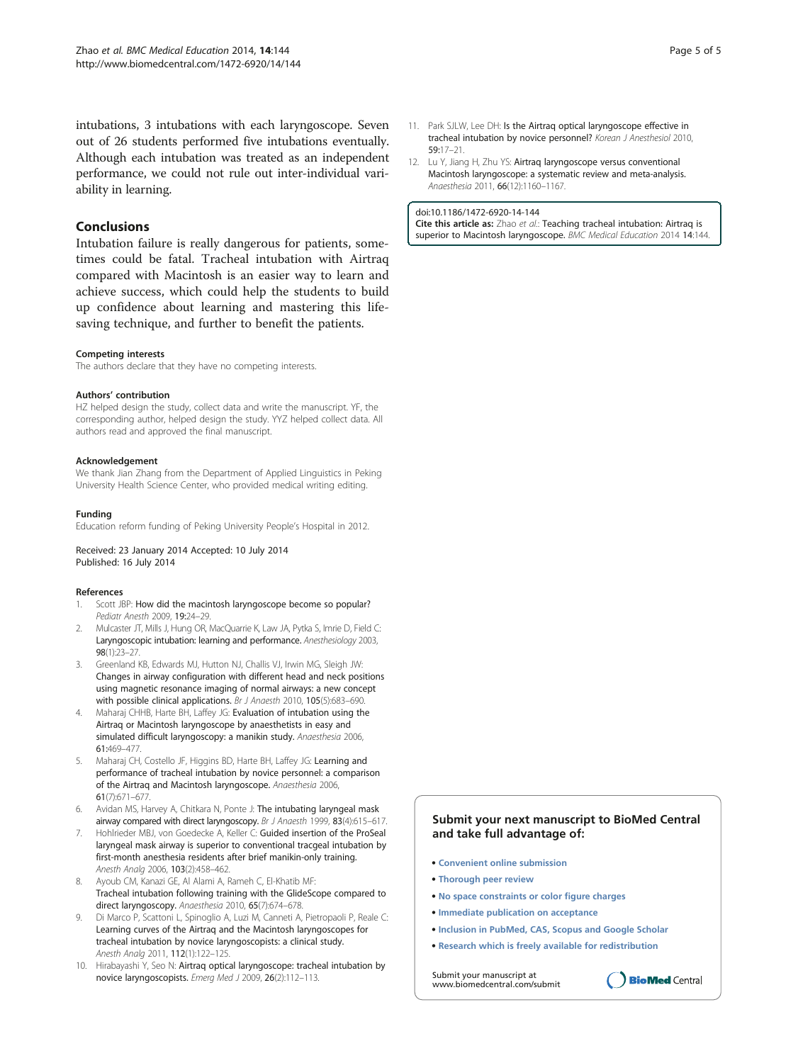intubations, 3 intubations with each laryngoscope. Seven out of 26 students performed five intubations eventually. Although each intubation was treated as an independent performance, we could not rule out inter-individual variability in learning.

## Conclusions

Intubation failure is really dangerous for patients, sometimes could be fatal. Tracheal intubation with Airtraq compared with Macintosh is an easier way to learn and achieve success, which could help the students to build up confidence about learning and mastering this life-saving technique, and further to benefit the patients.

#### Competing interests

The authors declare that they have no competing interests.

#### Authors' contribution

HZ helped design the study, collect data and write the manuscript. YF, the corresponding author, helped design the study. YYZ helped collect data. All authors read and approved the final manuscript.

#### Acknowledgement

We thank Jian Zhang from the Department of Applied Linguistics in Peking University Health Science Center, who provided medical writing editing.

#### Funding

Education reform funding of Peking University People's Hospital in 2012.

Received: 23 January 2014 Accepted: 10 July 2014
Published: 16 July 2014

#### References

1. Scott JBP: **How did the macintosh laryngoscope become so popular?** *Pediatr Anesth* 2009, **19**:24–29.
2. Mulcaster JT, Mills J, Hung OR, MacQuarrie K, Law JA, Pytka S, Imrie D, Field C: **Laryngoscopic intubation: learning and performance.** *Anesthesiology* 2003, **98**(1):23–27.
3. Greenland KB, Edwards MJ, Hutton NJ, Challis VJ, Irwin MG, Sleigh JW: **Changes in airway configuration with different head and neck positions using magnetic resonance imaging of normal airways: a new concept with possible clinical applications.** *Br J Anaesth* 2010, **105**(5):683–690.
4. Maharaj CHHB, Harte BH, Laffey JG: **Evaluation of intubation using the Airtraq or Macintosh laryngoscope by anaesthetists in easy and simulated difficult laryngoscopy: a manikin study.** *Anaesthesia* 2006, **61**:469–477.
5. Maharaj CH, Costello JF, Higgins BD, Harte BH, Laffey JG: **Learning and performance of tracheal intubation by novice personnel: a comparison of the Airtraq and Macintosh laryngoscope.** *Anaesthesia* 2006, **61**(7):671–677.
6. Avidan MS, Harvey A, Chitkara N, Ponte J: **The intubating laryngeal mask airway compared with direct laryngoscopy.** *Br J Anaesth* 1999, **83**(4):615–617.
7. Hohlrieder MBJ, von Goedecke A, Keller C: **Guided insertion of the ProSeal laryngeal mask airway is superior to conventional tracgeal intubation by first-month anesthesia residents after brief manikin-only training.** *Anesth Analg* 2006, **103**(2):458–462.
8. Ayoub CM, Kanazi GE, Al Alami A, Rameh C, El-Khatib MF: **Tracheal intubation following training with the GlideScope compared to direct laryngoscopy.** *Anaesthesia* 2010, **65**(7):674–678.
9. Di Marco P, Scattoni L, Spinoglio A, Luzi M, Canneti A, Pietropaoli P, Reale C: **Learning curves of the Airtraq and the Macintosh laryngoscopes for tracheal intubation by novice laryngoscopists: a clinical study.** *Anesth Analg* 2011, **112**(1):122–125.
10. Hirabayashi Y, Seo N: **Airtraq optical laryngoscope: tracheal intubation by novice laryngoscopists.** *Emerg Med J* 2009, **26**(2):112–113.
11. Park SJLW, Lee DH: **Is the Airtraq optical laryngoscope effective in tracheal intubation by novice personnel?** *Korean J Anesthesiol* 2010, **59**:17–21.
12. Lu Y, Jiang H, Zhu YS: **Airtraq laryngoscope versus conventional Macintosh laryngoscope: a systematic review and meta-analysis.** *Anaesthesia* 2011, **66**(12):1160–1167.

doi:10.1186/1472-6920-14-144
**Cite this article as:** Zhao *et al.*: Teaching tracheal intubation: Airtraq is superior to Macintosh laryngoscope. *BMC Medical Education* 2014 **14**:144.

**Submit your next manuscript to BioMed Central and take full advantage of:**

- **Convenient online submission**
- **Thorough peer review**
- **No space constraints or color figure charges**
- **Immediate publication on acceptance**
- **Inclusion in PubMed, CAS, Scopus and Google Scholar**
- **Research which is freely available for redistribution**

Submit your manuscript at
www.biomedcentral.com/submit

BioMed Central